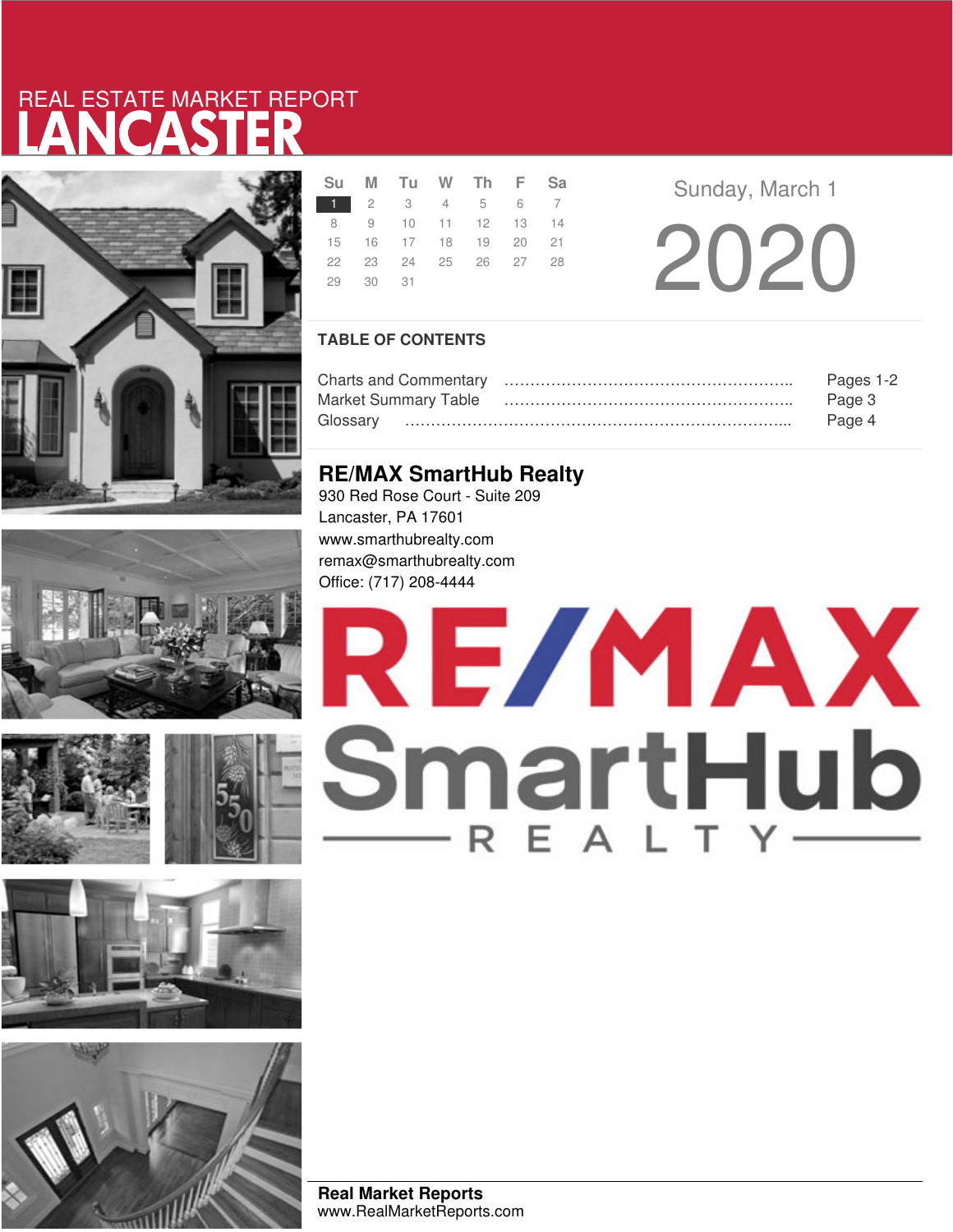# REAL ESTATE MARKET REPORT
# LANCASTER

| Su | M | Tu | W | Th | F | Sa |
|---|---|---|---|---|---|---|
| 1 | 2 | 3 | 4 | 5 | 6 | 7 |
| 8 | 9 | 10 | 11 | 12 | 13 | 14 |
| 15 | 16 | 17 | 18 | 19 | 20 | 21 |
| 22 | 23 | 24 | 25 | 26 | 27 | 28 |
| 29 | 30 | 31 | | | | |

Sunday, March 1

2020

## TABLE OF CONTENTS

Charts and Commentary ........................................ Pages 1-2
Market Summary Table ........................................ Page 3
Glossary ........................................ Page 4

## RE/MAX SmartHub Realty

930 Red Rose Court - Suite 209
Lancaster, PA 17601
www.smarthubrealty.com
remax@smarthubrealty.com
Office: (717) 208-4444

RE/MAX SmartHub REALTY

**Real Market Reports**
www.RealMarketReports.com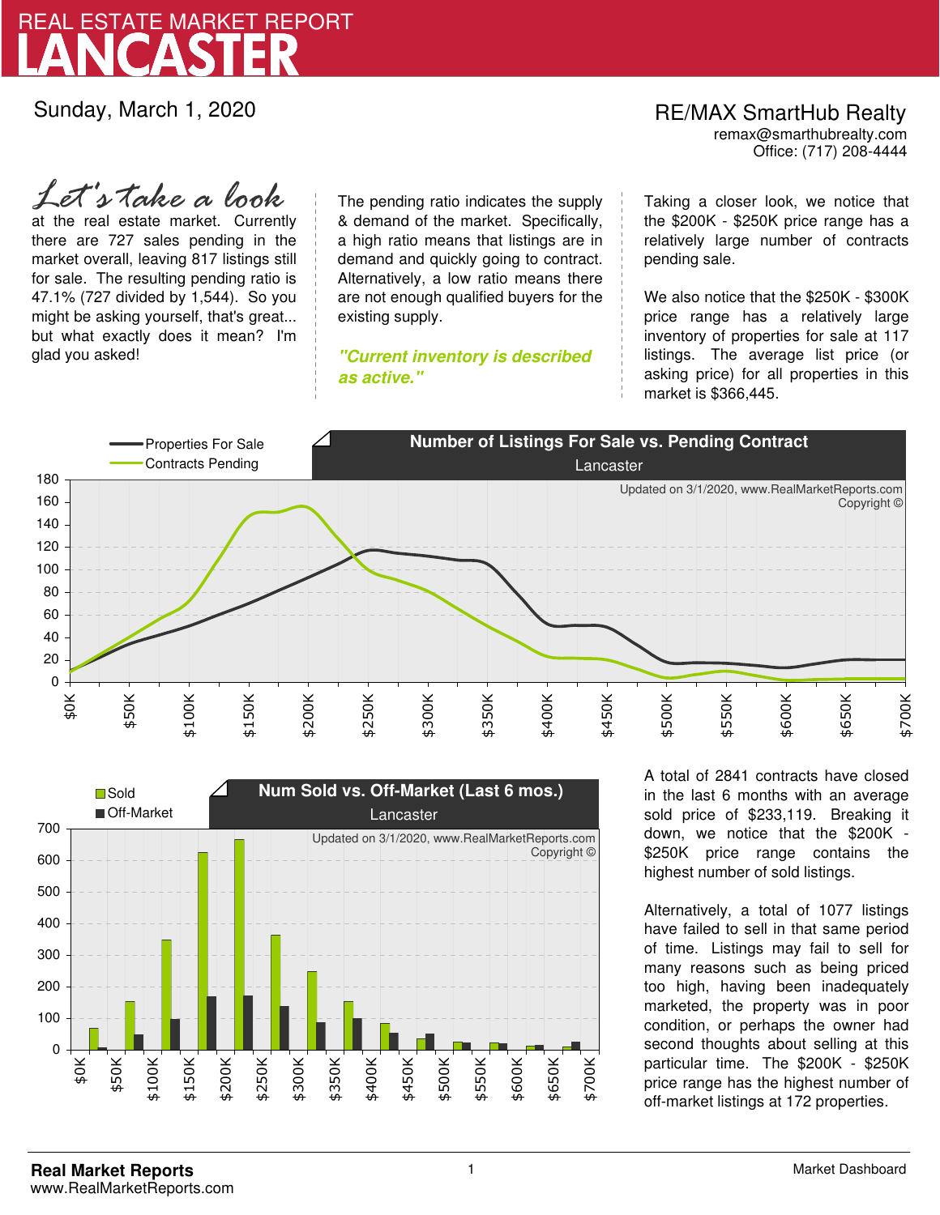# REAL ESTATE MARKET REPORT
# LANCASTER

Sunday, March 1, 2020

RE/MAX SmartHub Realty
remax@smarthubrealty.com
Office: (717) 208-4444

*Let's take a look* at the real estate market. Currently there are 727 sales pending in the market overall, leaving 817 listings still for sale. The resulting pending ratio is 47.1% (727 divided by 1,544). So you might be asking yourself, that's great... but what exactly does it mean? I'm glad you asked!

The pending ratio indicates the supply & demand of the market. Specifically, a high ratio means that listings are in demand and quickly going to contract. Alternatively, a low ratio means there are not enough qualified buyers for the existing supply.

***"Current inventory is described as active."***

Taking a closer look, we notice that the $200K - $250K price range has a relatively large number of contracts pending sale.

We also notice that the $250K - $300K price range has a relatively large inventory of properties for sale at 117 listings. The average list price (or asking price) for all properties in this market is $366,445.

**Number of Listings For Sale vs. Pending Contract**
Lancaster

Updated on 3/1/2020, www.RealMarketReports.com
Copyright ©

**Num Sold vs. Off-Market (Last 6 mos.)**
Lancaster

Updated on 3/1/2020, www.RealMarketReports.com
Copyright ©

A total of 2841 contracts have closed in the last 6 months with an average sold price of $233,119. Breaking it down, we notice that the $200K - $250K price range contains the highest number of sold listings.

Alternatively, a total of 1077 listings have failed to sell in that same period of time. Listings may fail to sell for many reasons such as being priced too high, having been inadequately marketed, the property was in poor condition, or perhaps the owner had second thoughts about selling at this particular time. The $200K - $250K price range has the highest number of off-market listings at 172 properties.

**Real Market Reports**
www.RealMarketReports.com

Market Dashboard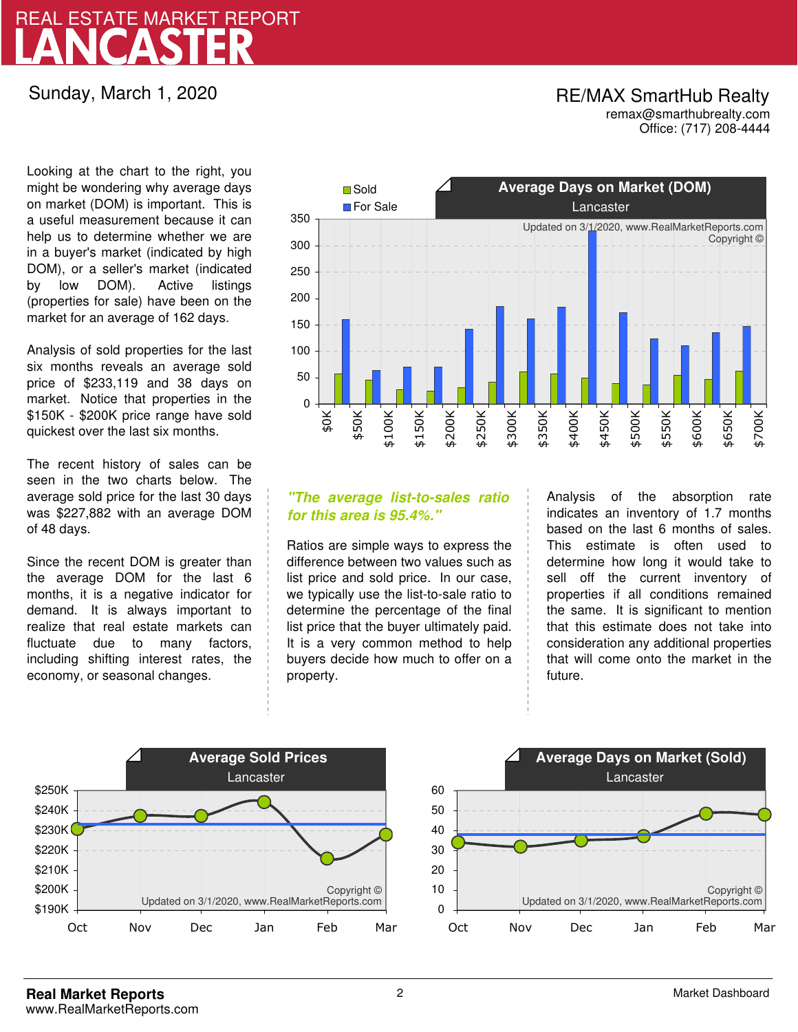# REAL ESTATE MARKET REPORT
# LANCASTER

Sunday, March 1, 2020

RE/MAX SmartHub Realty
remax@smarthubrealty.com
Office: (717) 208-4444

Looking at the chart to the right, you might be wondering why average days on market (DOM) is important. This is a useful measurement because it can help us to determine whether we are in a buyer's market (indicated by high DOM), or a seller's market (indicated by low DOM). Active listings (properties for sale) have been on the market for an average of 162 days.

Analysis of sold properties for the last six months reveals an average sold price of $233,119 and 38 days on market. Notice that properties in the $150K - $200K price range have sold quickest over the last six months.

The recent history of sales can be seen in the two charts below. The average sold price for the last 30 days was $227,882 with an average DOM of 48 days.

Since the recent DOM is greater than the average DOM for the last 6 months, it is a negative indicator for demand. It is always important to realize that real estate markets can fluctuate due to many factors, including shifting interest rates, the economy, or seasonal changes.

**Average Days on Market (DOM)**
Lancaster

Sold / For Sale

Updated on 3/1/2020, www.RealMarketReports.com
Copyright ©

$0K, $50K, $100K, $150K, $200K, $250K, $300K, $350K, $400K, $450K, $500K, $550K, $600K, $650K, $700K

*"The average list-to-sales ratio for this area is 95.4%."*

Ratios are simple ways to express the difference between two values such as list price and sold price. In our case, we typically use the list-to-sale ratio to determine the percentage of the final list price that the buyer ultimately paid. It is a very common method to help buyers decide how much to offer on a property.

Analysis of the absorption rate indicates an inventory of 1.7 months based on the last 6 months of sales. This estimate is often used to determine how long it would take to sell off the current inventory of properties if all conditions remained the same. It is significant to mention that this estimate does not take into consideration any additional properties that will come onto the market in the future.

**Average Sold Prices**
Lancaster

Copyright ©
Updated on 3/1/2020, www.RealMarketReports.com

Oct, Nov, Dec, Jan, Feb, Mar

**Average Days on Market (Sold)**
Lancaster

Copyright ©
Updated on 3/1/2020, www.RealMarketReports.com

Oct, Nov, Dec, Jan, Feb, Mar

**Real Market Reports**
www.RealMarketReports.com

Market Dashboard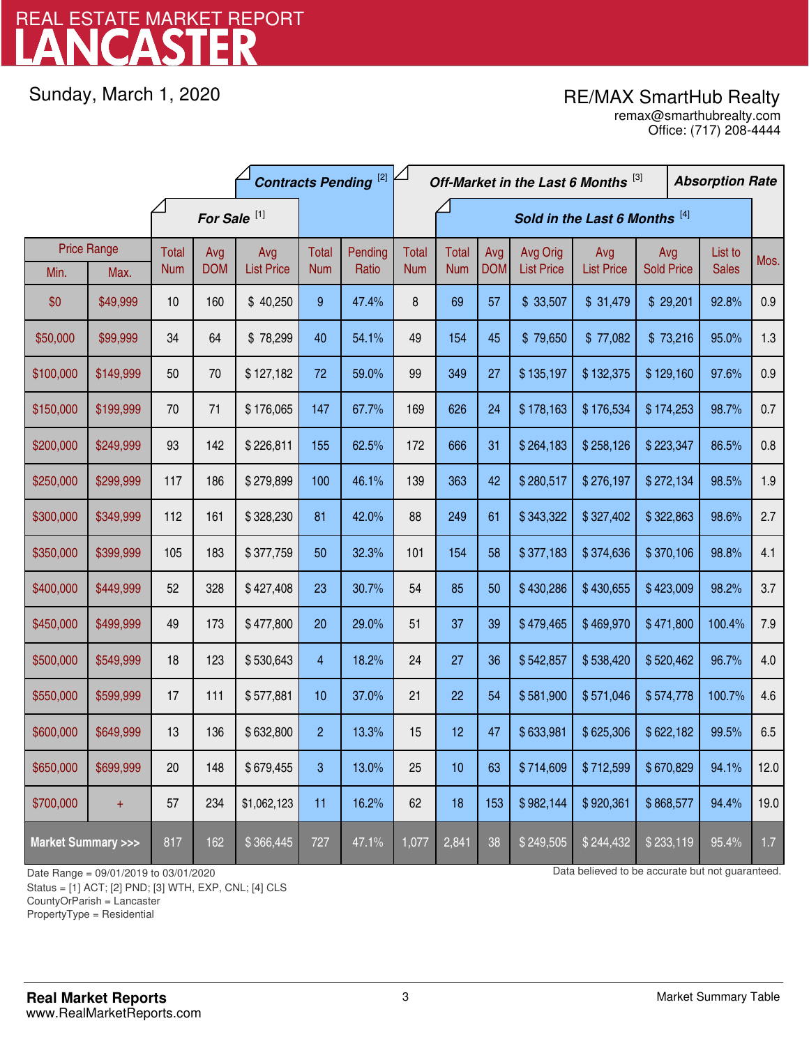# REAL ESTATE MARKET REPORT
# LANCASTER

Sunday, March 1, 2020

RE/MAX SmartHub Realty
remax@smarthubrealty.com
Office: (717) 208-4444

| Price Range | | For Sale [1] | | | Contracts Pending [2] | | Off-Market in the Last 6 Months [3] | Sold in the Last 6 Months [4] | | | | | | Absorption Rate |
|---|---|---|---|---|---|---|---|---|---|---|---|---|---|---|
| Min. | Max. | Total Num | Avg DOM | Avg List Price | Total Num | Pending Ratio | Total Num | Total Num | Avg DOM | Avg Orig List Price | Avg List Price | Avg Sold Price | List to Sales | Mos. |
| $0 | $49,999 | 10 | 160 | $ 40,250 | 9 | 47.4% | 8 | 69 | 57 | $ 33,507 | $ 31,479 | $ 29,201 | 92.8% | 0.9 |
| $50,000 | $99,999 | 34 | 64 | $ 78,299 | 40 | 54.1% | 49 | 154 | 45 | $ 79,650 | $ 77,082 | $ 73,216 | 95.0% | 1.3 |
| $100,000 | $149,999 | 50 | 70 | $ 127,182 | 72 | 59.0% | 99 | 349 | 27 | $ 135,197 | $ 132,375 | $ 129,160 | 97.6% | 0.9 |
| $150,000 | $199,999 | 70 | 71 | $ 176,065 | 147 | 67.7% | 169 | 626 | 24 | $ 178,163 | $ 176,534 | $ 174,253 | 98.7% | 0.7 |
| $200,000 | $249,999 | 93 | 142 | $ 226,811 | 155 | 62.5% | 172 | 666 | 31 | $ 264,183 | $ 258,126 | $ 223,347 | 86.5% | 0.8 |
| $250,000 | $299,999 | 117 | 186 | $ 279,899 | 100 | 46.1% | 139 | 363 | 42 | $ 280,517 | $ 276,197 | $ 272,134 | 98.5% | 1.9 |
| $300,000 | $349,999 | 112 | 161 | $ 328,230 | 81 | 42.0% | 88 | 249 | 61 | $ 343,322 | $ 327,402 | $ 322,863 | 98.6% | 2.7 |
| $350,000 | $399,999 | 105 | 183 | $ 377,759 | 50 | 32.3% | 101 | 154 | 58 | $ 377,183 | $ 374,636 | $ 370,106 | 98.8% | 4.1 |
| $400,000 | $449,999 | 52 | 328 | $ 427,408 | 23 | 30.7% | 54 | 85 | 50 | $ 430,286 | $ 430,655 | $ 423,009 | 98.2% | 3.7 |
| $450,000 | $499,999 | 49 | 173 | $ 477,800 | 20 | 29.0% | 51 | 37 | 39 | $ 479,465 | $ 469,970 | $ 471,800 | 100.4% | 7.9 |
| $500,000 | $549,999 | 18 | 123 | $ 530,643 | 4 | 18.2% | 24 | 27 | 36 | $ 542,857 | $ 538,420 | $ 520,462 | 96.7% | 4.0 |
| $550,000 | $599,999 | 17 | 111 | $ 577,881 | 10 | 37.0% | 21 | 22 | 54 | $ 581,900 | $ 571,046 | $ 574,778 | 100.7% | 4.6 |
| $600,000 | $649,999 | 13 | 136 | $ 632,800 | 2 | 13.3% | 15 | 12 | 47 | $ 633,981 | $ 625,306 | $ 622,182 | 99.5% | 6.5 |
| $650,000 | $699,999 | 20 | 148 | $ 679,455 | 3 | 13.0% | 25 | 10 | 63 | $ 714,609 | $ 712,599 | $ 670,829 | 94.1% | 12.0 |
| $700,000 | + | 57 | 234 | $1,062,123 | 11 | 16.2% | 62 | 18 | 153 | $ 982,144 | $ 920,361 | $ 868,577 | 94.4% | 19.0 |
| **Market Summary >>>** | | 817 | 162 | $ 366,445 | 727 | 47.1% | 1,077 | 2,841 | 38 | $ 249,505 | $ 244,432 | $ 233,119 | 95.4% | 1.7 |

Date Range = 09/01/2019 to 03/01/2020
Status = [1] ACT; [2] PND; [3] WTH, EXP, CNL; [4] CLS
CountyOrParish = Lancaster
PropertyType = Residential

Data believed to be accurate but not guaranteed.

**Real Market Reports**
www.RealMarketReports.com

Market Summary Table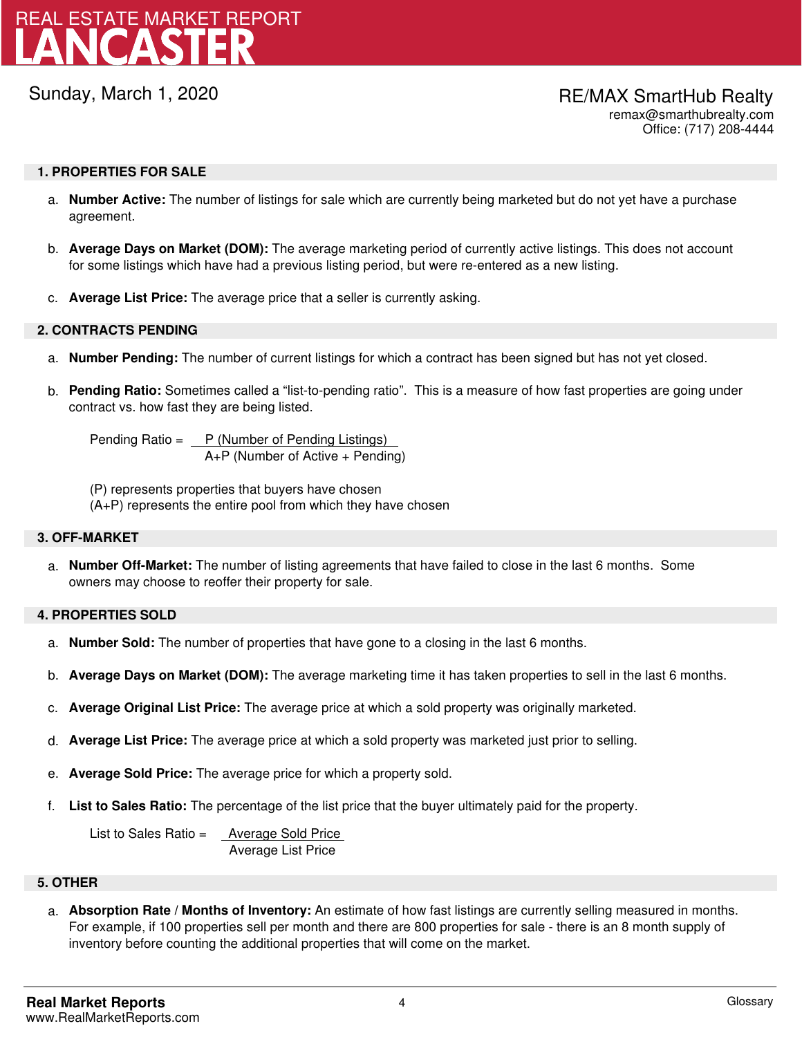# REAL ESTATE MARKET REPORT
# LANCASTER

Sunday, March 1, 2020

RE/MAX SmartHub Realty
remax@smarthubrealty.com
Office: (717) 208-4444

## 1. PROPERTIES FOR SALE

a. **Number Active:** The number of listings for sale which are currently being marketed but do not yet have a purchase agreement.

b. **Average Days on Market (DOM):** The average marketing period of currently active listings. This does not account for some listings which have had a previous listing period, but were re-entered as a new listing.

c. **Average List Price:** The average price that a seller is currently asking.

## 2. CONTRACTS PENDING

a. **Number Pending:** The number of current listings for which a contract has been signed but has not yet closed.

b. **Pending Ratio:** Sometimes called a "list-to-pending ratio". This is a measure of how fast properties are going under contract vs. how fast they are being listed.

$$\text{Pending Ratio} = \frac{\text{P (Number of Pending Listings)}}{\text{A+P (Number of Active + Pending)}}$$

(P) represents properties that buyers have chosen
(A+P) represents the entire pool from which they have chosen

## 3. OFF-MARKET

a. **Number Off-Market:** The number of listing agreements that have failed to close in the last 6 months. Some owners may choose to reoffer their property for sale.

## 4. PROPERTIES SOLD

a. **Number Sold:** The number of properties that have gone to a closing in the last 6 months.

b. **Average Days on Market (DOM):** The average marketing time it has taken properties to sell in the last 6 months.

c. **Average Original List Price:** The average price at which a sold property was originally marketed.

d. **Average List Price:** The average price at which a sold property was marketed just prior to selling.

e. **Average Sold Price:** The average price for which a property sold.

f. **List to Sales Ratio:** The percentage of the list price that the buyer ultimately paid for the property.

$$\text{List to Sales Ratio} = \frac{\text{Average Sold Price}}{\text{Average List Price}}$$

## 5. OTHER

a. **Absorption Rate / Months of Inventory:** An estimate of how fast listings are currently selling measured in months. For example, if 100 properties sell per month and there are 800 properties for sale - there is an 8 month supply of inventory before counting the additional properties that will come on the market.